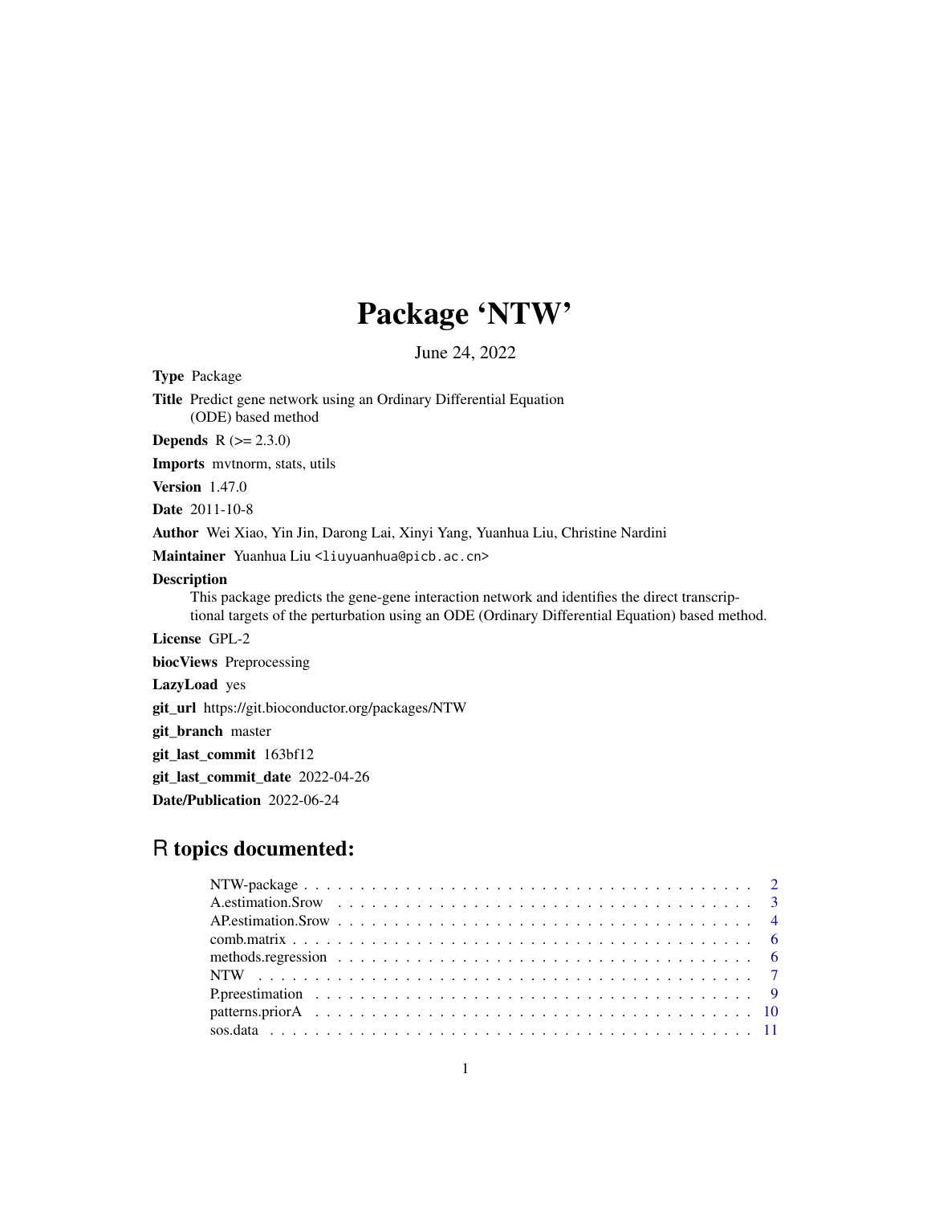# Package 'NTW'

June 24, 2022

**Type** Package

**Title** Predict gene network using an Ordinary Differential Equation (ODE) based method

**Depends** R (>= 2.3.0)

**Imports** mvtnorm, stats, utils

**Version** 1.47.0

**Date** 2011-10-8

**Author** Wei Xiao, Yin Jin, Darong Lai, Xinyi Yang, Yuanhua Liu, Christine Nardini

**Maintainer** Yuanhua Liu <liuyuanhua@picb.ac.cn>

**Description**
This package predicts the gene-gene interaction network and identifies the direct transcriptional targets of the perturbation using an ODE (Ordinary Differential Equation) based method.

**License** GPL-2

**biocViews** Preprocessing

**LazyLoad** yes

**git_url** https://git.bioconductor.org/packages/NTW

**git_branch** master

**git_last_commit** 163bf12

**git_last_commit_date** 2022-04-26

**Date/Publication** 2022-06-24

## R topics documented:

- NTW-package . . . . . . . . . . 2
- A.estimation.Srow . . . . . . . . . . 3
- AP.estimation.Srow . . . . . . . . . . 4
- comb.matrix . . . . . . . . . . 6
- methods.regression . . . . . . . . . . 6
- NTW . . . . . . . . . . 7
- P.preestimation . . . . . . . . . . 9
- patterns.priorA . . . . . . . . . . 10
- sos.data . . . . . . . . . . 11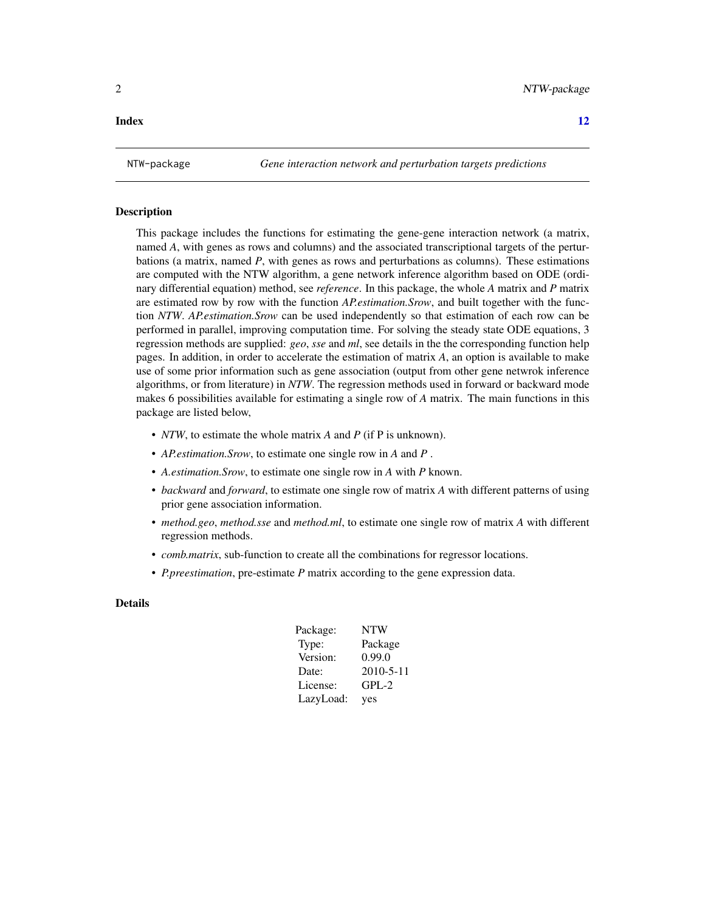**Index** 12

NTW-package *Gene interaction network and perturbation targets predictions*

## Description

This package includes the functions for estimating the gene-gene interaction network (a matrix, named *A*, with genes as rows and columns) and the associated transcriptional targets of the perturbations (a matrix, named *P*, with genes as rows and perturbations as columns). These estimations are computed with the NTW algorithm, a gene network inference algorithm based on ODE (ordinary differential equation) method, see *reference*. In this package, the whole *A* matrix and *P* matrix are estimated row by row with the function *AP.estimation.Srow*, and built together with the function *NTW*. *AP.estimation.Srow* can be used independently so that estimation of each row can be performed in parallel, improving computation time. For solving the steady state ODE equations, 3 regression methods are supplied: *geo*, *sse* and *ml*, see details in the the corresponding function help pages. In addition, in order to accelerate the estimation of matrix *A*, an option is available to make use of some prior information such as gene association (output from other gene netwrok inference algorithms, or from literature) in *NTW*. The regression methods used in forward or backward mode makes 6 possibilities available for estimating a single row of *A* matrix. The main functions in this package are listed below,

- *NTW*, to estimate the whole matrix *A* and *P* (if P is unknown).
- *AP.estimation.Srow*, to estimate one single row in *A* and *P* .
- *A.estimation.Srow*, to estimate one single row in *A* with *P* known.
- *backward* and *forward*, to estimate one single row of matrix *A* with different patterns of using prior gene association information.
- *method.geo*, *method.sse* and *method.ml*, to estimate one single row of matrix *A* with different regression methods.
- *comb.matrix*, sub-function to create all the combinations for regressor locations.
- *P.preestimation*, pre-estimate *P* matrix according to the gene expression data.

## Details

| | |
|---|---|
| Package: | NTW |
| Type: | Package |
| Version: | 0.99.0 |
| Date: | 2010-5-11 |
| License: | GPL-2 |
| LazyLoad: | yes |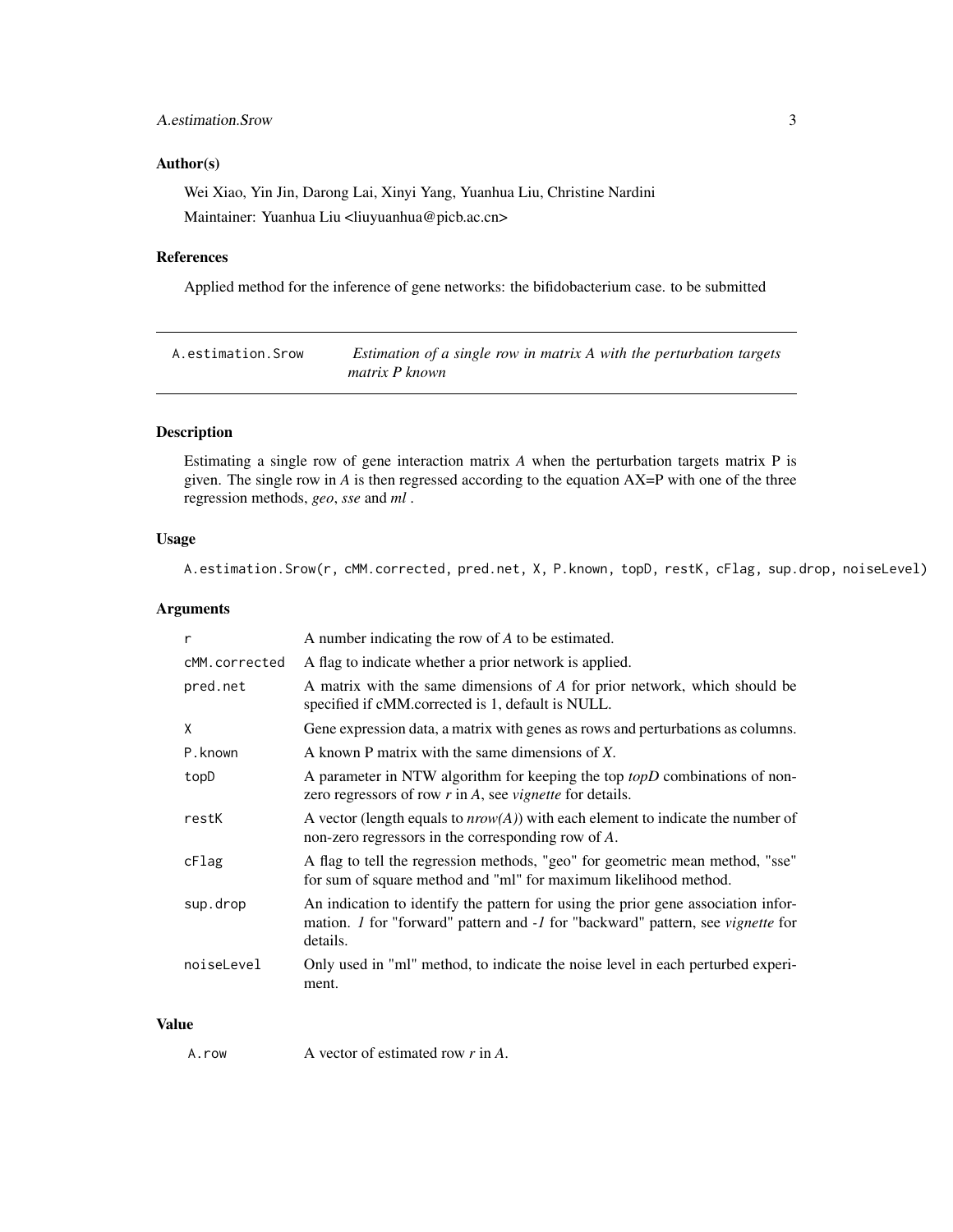## Author(s)

Wei Xiao, Yin Jin, Darong Lai, Xinyi Yang, Yuanhua Liu, Christine Nardini

Maintainer: Yuanhua Liu <liuyuanhua@picb.ac.cn>

## References

Applied method for the inference of gene networks: the bifidobacterium case. to be submitted

---

# A.estimation.Srow — *Estimation of a single row in matrix A with the perturbation targets matrix P known*

---

## Description

Estimating a single row of gene interaction matrix *A* when the perturbation targets matrix P is given. The single row in *A* is then regressed according to the equation AX=P with one of the three regression methods, *geo*, *sse* and *ml* .

## Usage

```
A.estimation.Srow(r, cMM.corrected, pred.net, X, P.known, topD, restK, cFlag, sup.drop, noiseLevel)
```

## Arguments

| | |
|---|---|
| `r` | A number indicating the row of *A* to be estimated. |
| `cMM.corrected` | A flag to indicate whether a prior network is applied. |
| `pred.net` | A matrix with the same dimensions of *A* for prior network, which should be specified if cMM.corrected is 1, default is NULL. |
| `X` | Gene expression data, a matrix with genes as rows and perturbations as columns. |
| `P.known` | A known P matrix with the same dimensions of *X*. |
| `topD` | A parameter in NTW algorithm for keeping the top *topD* combinations of non-zero regressors of row *r* in *A*, see *vignette* for details. |
| `restK` | A vector (length equals to *nrow(A)*) with each element to indicate the number of non-zero regressors in the corresponding row of *A*. |
| `cFlag` | A flag to tell the regression methods, "geo" for geometric mean method, "sse" for sum of square method and "ml" for maximum likelihood method. |
| `sup.drop` | An indication to identify the pattern for using the prior gene association information. *1* for "forward" pattern and *-1* for "backward" pattern, see *vignette* for details. |
| `noiseLevel` | Only used in "ml" method, to indicate the noise level in each perturbed experiment. |

## Value

| | |
|---|---|
| `A.row` | A vector of estimated row *r* in *A*. |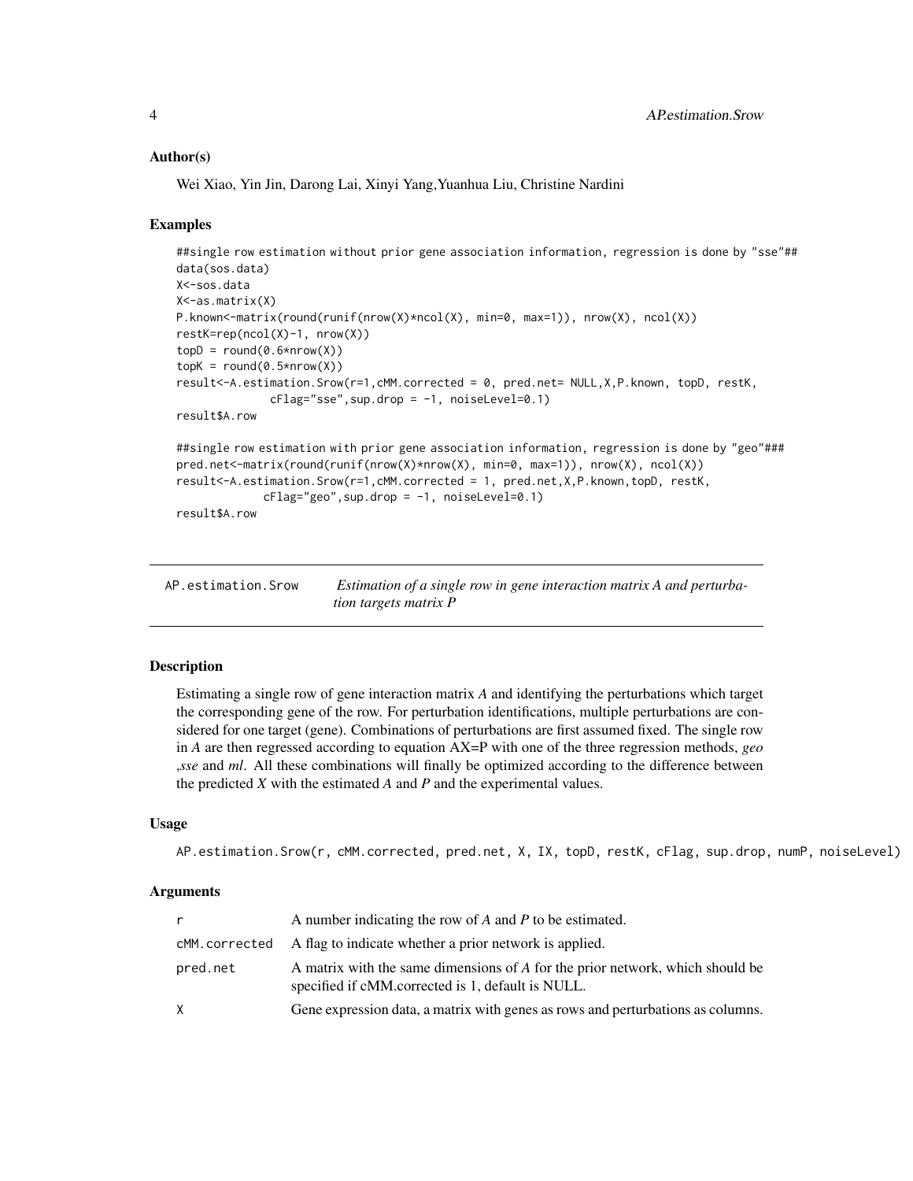### Author(s)

Wei Xiao, Yin Jin, Darong Lai, Xinyi Yang,Yuanhua Liu, Christine Nardini

### Examples

```
##single row estimation without prior gene association information, regression is done by "sse"##
data(sos.data)
X<-sos.data
X<-as.matrix(X)
P.known<-matrix(round(runif(nrow(X)*ncol(X), min=0, max=1)), nrow(X), ncol(X))
restK=rep(ncol(X)-1, nrow(X))
topD = round(0.6*nrow(X))
topK = round(0.5*nrow(X))
result<-A.estimation.Srow(r=1,cMM.corrected = 0, pred.net= NULL,X,P.known, topD, restK,
            cFlag="sse",sup.drop = -1, noiseLevel=0.1)
result$A.row

##single row estimation with prior gene association information, regression is done by "geo"###
pred.net<-matrix(round(runif(nrow(X)*nrow(X), min=0, max=1)), nrow(X), ncol(X))
result<-A.estimation.Srow(r=1,cMM.corrected = 1, pred.net,X,P.known,topD, restK,
           cFlag="geo",sup.drop = -1, noiseLevel=0.1)
result$A.row
```

---

## AP.estimation.Srow — *Estimation of a single row in gene interaction matrix A and perturbation targets matrix P*

---

### Description

Estimating a single row of gene interaction matrix *A* and identifying the perturbations which target the corresponding gene of the row. For perturbation identifications, multiple perturbations are considered for one target (gene). Combinations of perturbations are first assumed fixed. The single row in *A* are then regressed according to equation AX=P with one of the three regression methods, *geo* ,*sse* and *ml*. All these combinations will finally be optimized according to the difference between the predicted *X* with the estimated *A* and *P* and the experimental values.

### Usage

```
AP.estimation.Srow(r, cMM.corrected, pred.net, X, IX, topD, restK, cFlag, sup.drop, numP, noiseLevel)
```

### Arguments

| | |
|---|---|
| r | A number indicating the row of *A* and *P* to be estimated. |
| cMM.corrected | A flag to indicate whether a prior network is applied. |
| pred.net | A matrix with the same dimensions of *A* for the prior network, which should be specified if cMM.corrected is 1, default is NULL. |
| X | Gene expression data, a matrix with genes as rows and perturbations as columns. |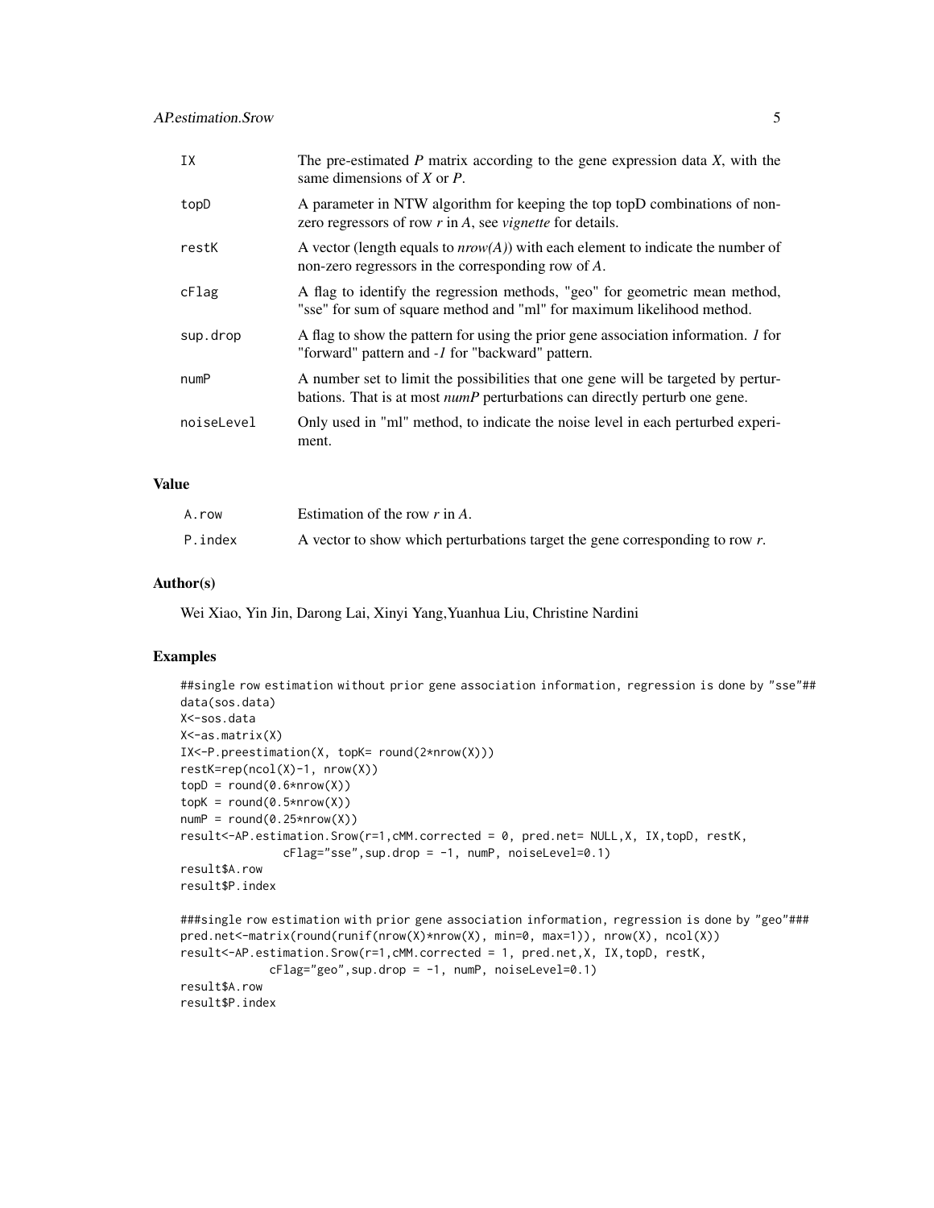| | |
|---|---|
| IX | The pre-estimated *P* matrix according to the gene expression data *X*, with the same dimensions of *X* or *P*. |
| topD | A parameter in NTW algorithm for keeping the top topD combinations of non-zero regressors of row *r* in *A*, see *vignette* for details. |
| restK | A vector (length equals to *nrow(A)*) with each element to indicate the number of non-zero regressors in the corresponding row of *A*. |
| cFlag | A flag to identify the regression methods, "geo" for geometric mean method, "sse" for sum of square method and "ml" for maximum likelihood method. |
| sup.drop | A flag to show the pattern for using the prior gene association information. *1* for "forward" pattern and *-1* for "backward" pattern. |
| numP | A number set to limit the possibilities that one gene will be targeted by perturbations. That is at most *numP* perturbations can directly perturb one gene. |
| noiseLevel | Only used in "ml" method, to indicate the noise level in each perturbed experiment. |

## Value

| | |
|---|---|
| A.row | Estimation of the row *r* in *A*. |
| P.index | A vector to show which perturbations target the gene corresponding to row *r*. |

## Author(s)

Wei Xiao, Yin Jin, Darong Lai, Xinyi Yang,Yuanhua Liu, Christine Nardini

## Examples

```
##single row estimation without prior gene association information, regression is done by "sse"##
data(sos.data)
X<-sos.data
X<-as.matrix(X)
IX<-P.preestimation(X, topK= round(2*nrow(X)))
restK=rep(ncol(X)-1, nrow(X))
topD = round(0.6*nrow(X))
topK = round(0.5*nrow(X))
numP = round(0.25*nrow(X))
result<-AP.estimation.Srow(r=1,cMM.corrected = 0, pred.net= NULL,X, IX,topD, restK,
              cFlag="sse",sup.drop = -1, numP, noiseLevel=0.1)
result$A.row
result$P.index

###single row estimation with prior gene association information, regression is done by "geo"###
pred.net<-matrix(round(runif(nrow(X)*nrow(X), min=0, max=1)), nrow(X), ncol(X))
result<-AP.estimation.Srow(r=1,cMM.corrected = 1, pred.net,X, IX,topD, restK,
            cFlag="geo",sup.drop = -1, numP, noiseLevel=0.1)
result$A.row
result$P.index
```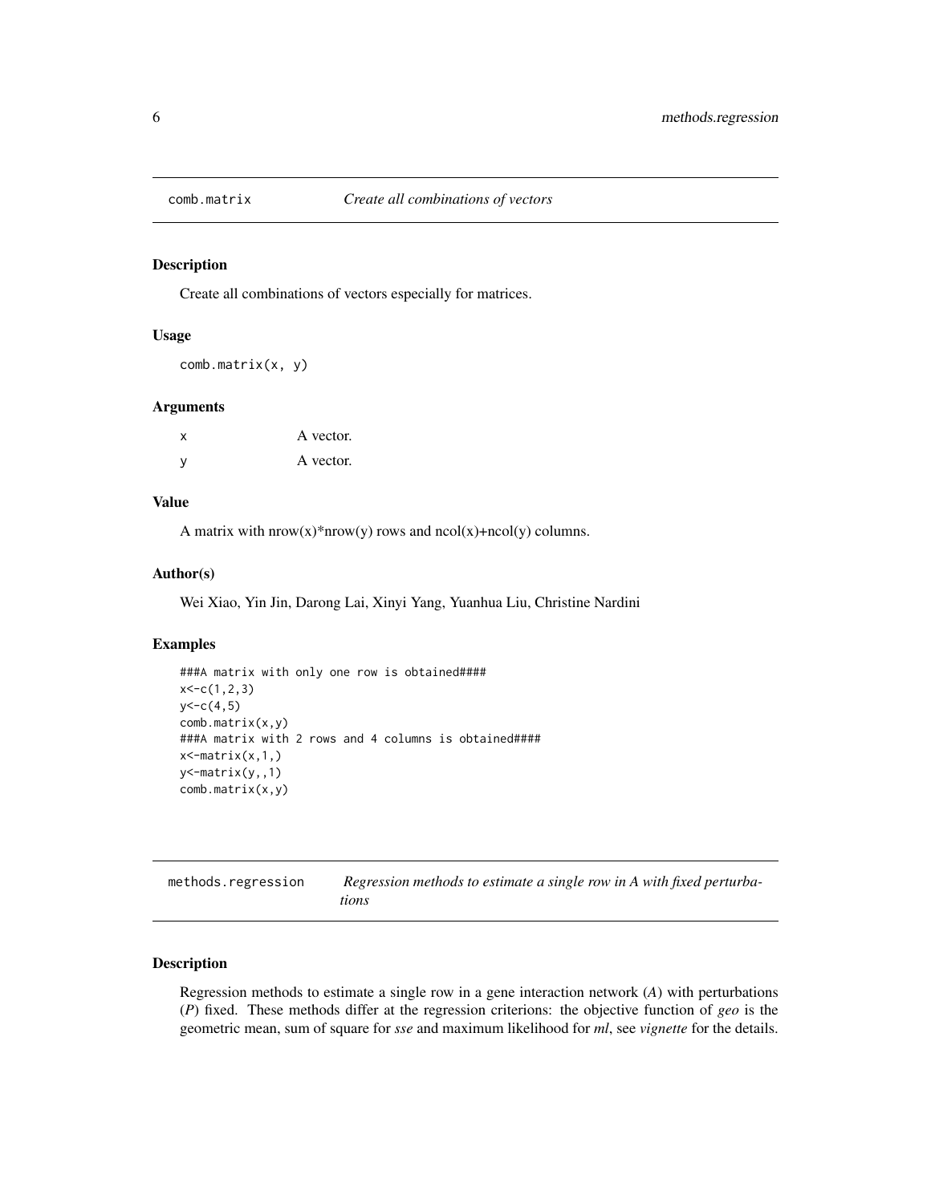## comb.matrix — *Create all combinations of vectors*

### Description

Create all combinations of vectors especially for matrices.

### Usage

```
comb.matrix(x, y)
```

### Arguments

| | |
|---|---|
| x | A vector. |
| y | A vector. |

### Value

A matrix with nrow(x)*nrow(y) rows and ncol(x)+ncol(y) columns.

### Author(s)

Wei Xiao, Yin Jin, Darong Lai, Xinyi Yang, Yuanhua Liu, Christine Nardini

### Examples

```
###A matrix with only one row is obtained####
x<-c(1,2,3)
y<-c(4,5)
comb.matrix(x,y)
###A matrix with 2 rows and 4 columns is obtained####
x<-matrix(x,1,)
y<-matrix(y,,1)
comb.matrix(x,y)
```

## methods.regression — *Regression methods to estimate a single row in A with fixed perturbations*

### Description

Regression methods to estimate a single row in a gene interaction network (*A*) with perturbations (*P*) fixed. These methods differ at the regression criterions: the objective function of *geo* is the geometric mean, sum of square for *sse* and maximum likelihood for *ml*, see *vignette* for the details.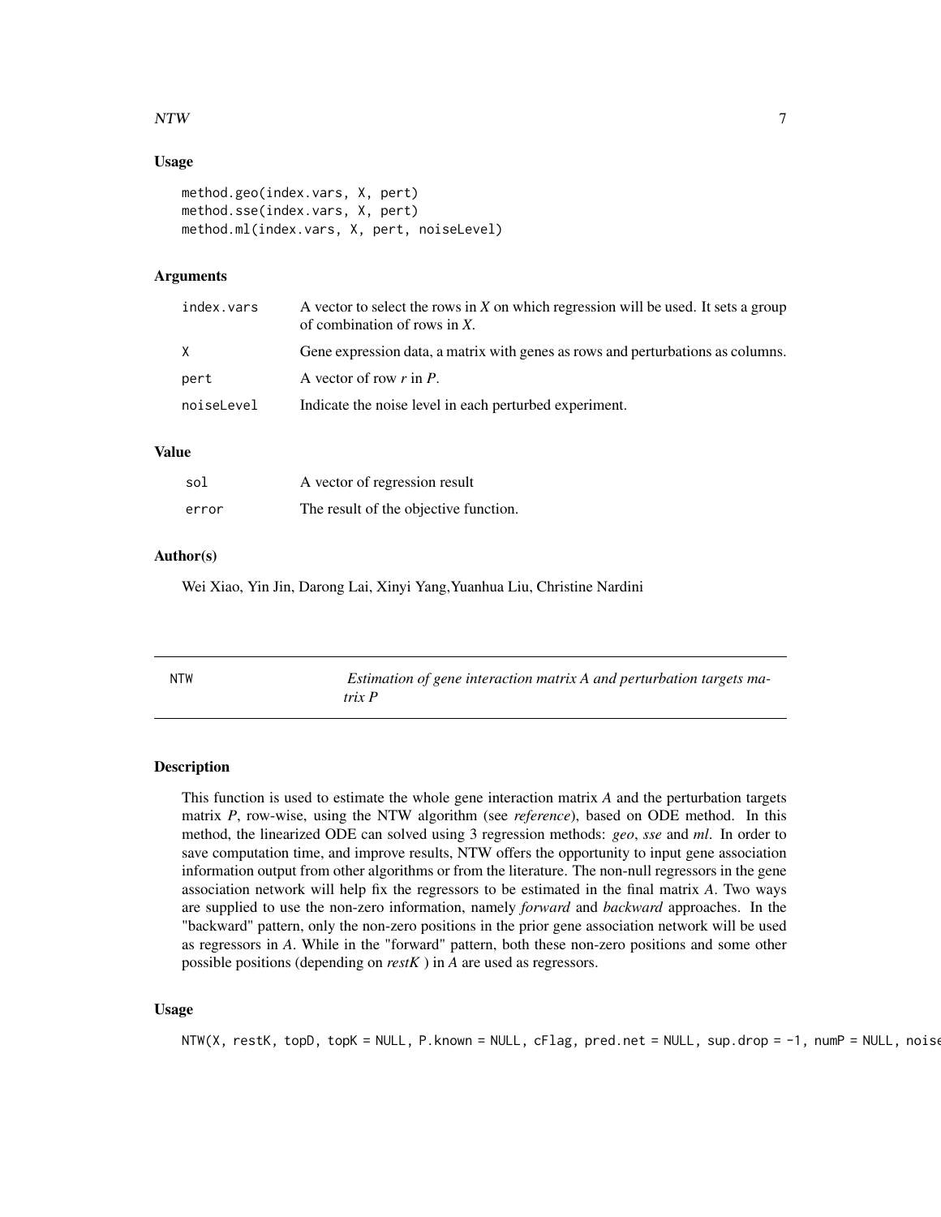### Usage

```
method.geo(index.vars, X, pert)
method.sse(index.vars, X, pert)
method.ml(index.vars, X, pert, noiseLevel)
```

### Arguments

| | |
|---|---|
| index.vars | A vector to select the rows in *X* on which regression will be used. It sets a group of combination of rows in *X*. |
| X | Gene expression data, a matrix with genes as rows and perturbations as columns. |
| pert | A vector of row *r* in *P*. |
| noiseLevel | Indicate the noise level in each perturbed experiment. |

### Value

| | |
|---|---|
| sol | A vector of regression result |
| error | The result of the objective function. |

### Author(s)

Wei Xiao, Yin Jin, Darong Lai, Xinyi Yang,Yuanhua Liu, Christine Nardini

---

## NTW — *Estimation of gene interaction matrix A and perturbation targets matrix P*

---

### Description

This function is used to estimate the whole gene interaction matrix *A* and the perturbation targets matrix *P*, row-wise, using the NTW algorithm (see *reference*), based on ODE method. In this method, the linearized ODE can solved using 3 regression methods: *geo*, *sse* and *ml*. In order to save computation time, and improve results, NTW offers the opportunity to input gene association information output from other algorithms or from the literature. The non-null regressors in the gene association network will help fix the regressors to be estimated in the final matrix *A*. Two ways are supplied to use the non-zero information, namely *forward* and *backward* approaches. In the "backward" pattern, only the non-zero positions in the prior gene association network will be used as regressors in *A*. While in the "forward" pattern, both these non-zero positions and some other possible positions (depending on *restK* ) in *A* are used as regressors.

### Usage

```
NTW(X, restK, topD, topK = NULL, P.known = NULL, cFlag, pred.net = NULL, sup.drop = -1, numP = NULL, noise
```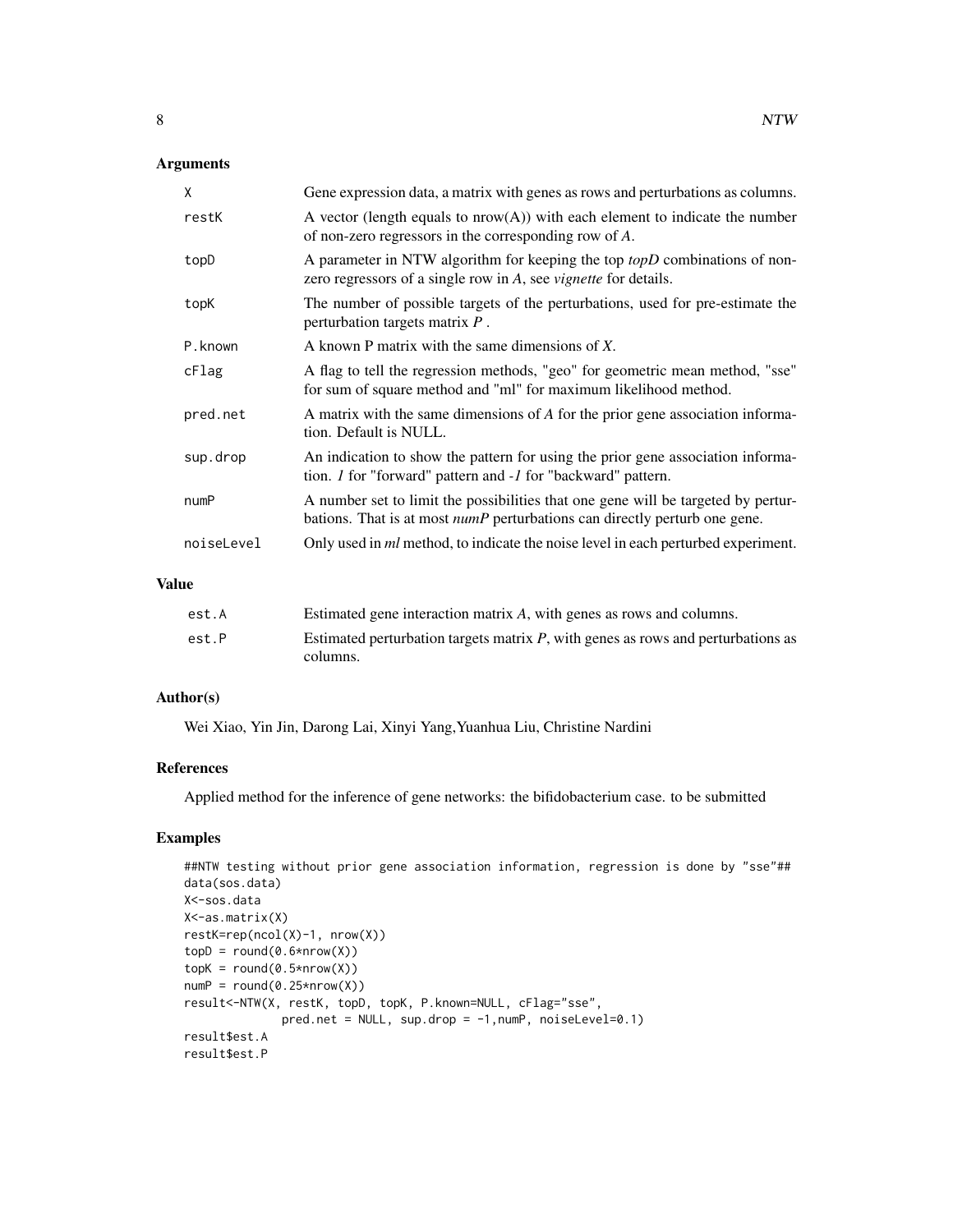## Arguments

| | |
|---|---|
| X | Gene expression data, a matrix with genes as rows and perturbations as columns. |
| restK | A vector (length equals to nrow(A)) with each element to indicate the number of non-zero regressors in the corresponding row of *A*. |
| topD | A parameter in NTW algorithm for keeping the top *topD* combinations of non-zero regressors of a single row in *A*, see *vignette* for details. |
| topK | The number of possible targets of the perturbations, used for pre-estimate the perturbation targets matrix *P* . |
| P.known | A known P matrix with the same dimensions of *X*. |
| cFlag | A flag to tell the regression methods, "geo" for geometric mean method, "sse" for sum of square method and "ml" for maximum likelihood method. |
| pred.net | A matrix with the same dimensions of *A* for the prior gene association information. Default is NULL. |
| sup.drop | An indication to show the pattern for using the prior gene association information. *1* for "forward" pattern and *-1* for "backward" pattern. |
| numP | A number set to limit the possibilities that one gene will be targeted by perturbations. That is at most *numP* perturbations can directly perturb one gene. |
| noiseLevel | Only used in *ml* method, to indicate the noise level in each perturbed experiment. |

## Value

| | |
|---|---|
| est.A | Estimated gene interaction matrix *A*, with genes as rows and columns. |
| est.P | Estimated perturbation targets matrix *P*, with genes as rows and perturbations as columns. |

## Author(s)

Wei Xiao, Yin Jin, Darong Lai, Xinyi Yang,Yuanhua Liu, Christine Nardini

## References

Applied method for the inference of gene networks: the bifidobacterium case. to be submitted

## Examples

```
##NTW testing without prior gene association information, regression is done by "sse"##
data(sos.data)
X<-sos.data
X<-as.matrix(X)
restK=rep(ncol(X)-1, nrow(X))
topD = round(0.6*nrow(X))
topK = round(0.5*nrow(X))
numP = round(0.25*nrow(X))
result<-NTW(X, restK, topD, topK, P.known=NULL, cFlag="sse",
             pred.net = NULL, sup.drop = -1,numP, noiseLevel=0.1)
result$est.A
result$est.P
```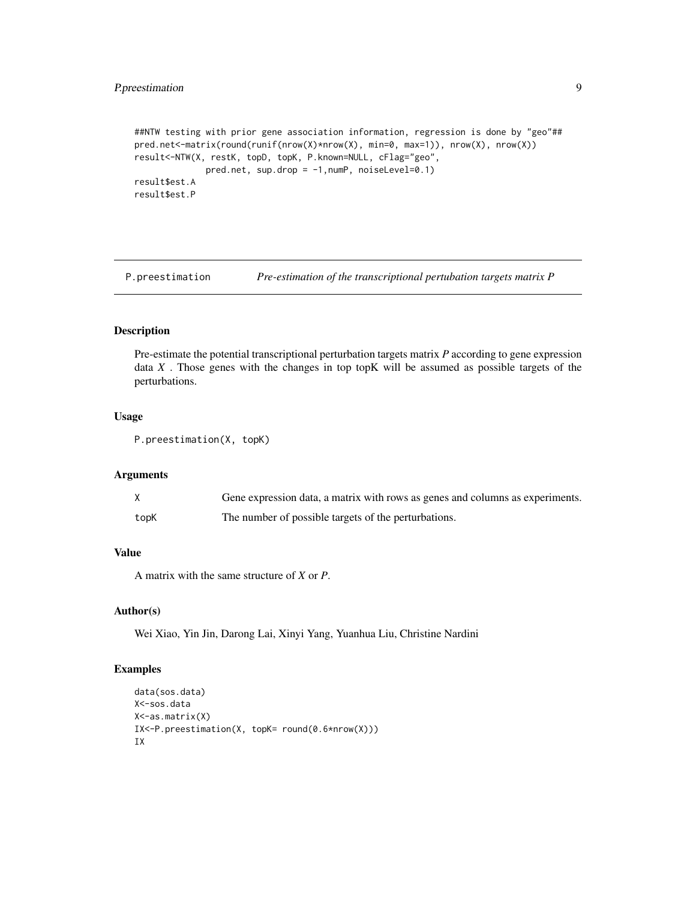```
##NTW testing with prior gene association information, regression is done by "geo"##
pred.net<-matrix(round(runif(nrow(X)*nrow(X), min=0, max=1)), nrow(X), nrow(X))
result<-NTW(X, restK, topD, topK, P.known=NULL, cFlag="geo",
            pred.net, sup.drop = -1,numP, noiseLevel=0.1)
result$est.A
result$est.P
```

# P.preestimation — *Pre-estimation of the transcriptional pertubation targets matrix P*

## Description

Pre-estimate the potential transcriptional perturbation targets matrix $P$ according to gene expression data $X$ . Those genes with the changes in top topK will be assumed as possible targets of the perturbations.

## Usage

```
P.preestimation(X, topK)
```

## Arguments

| | |
|---|---|
| X | Gene expression data, a matrix with rows as genes and columns as experiments. |
| topK | The number of possible targets of the perturbations. |

## Value

A matrix with the same structure of $X$ or $P$.

## Author(s)

Wei Xiao, Yin Jin, Darong Lai, Xinyi Yang, Yuanhua Liu, Christine Nardini

## Examples

```
data(sos.data)
X<-sos.data
X<-as.matrix(X)
IX<-P.preestimation(X, topK= round(0.6*nrow(X)))
IX
```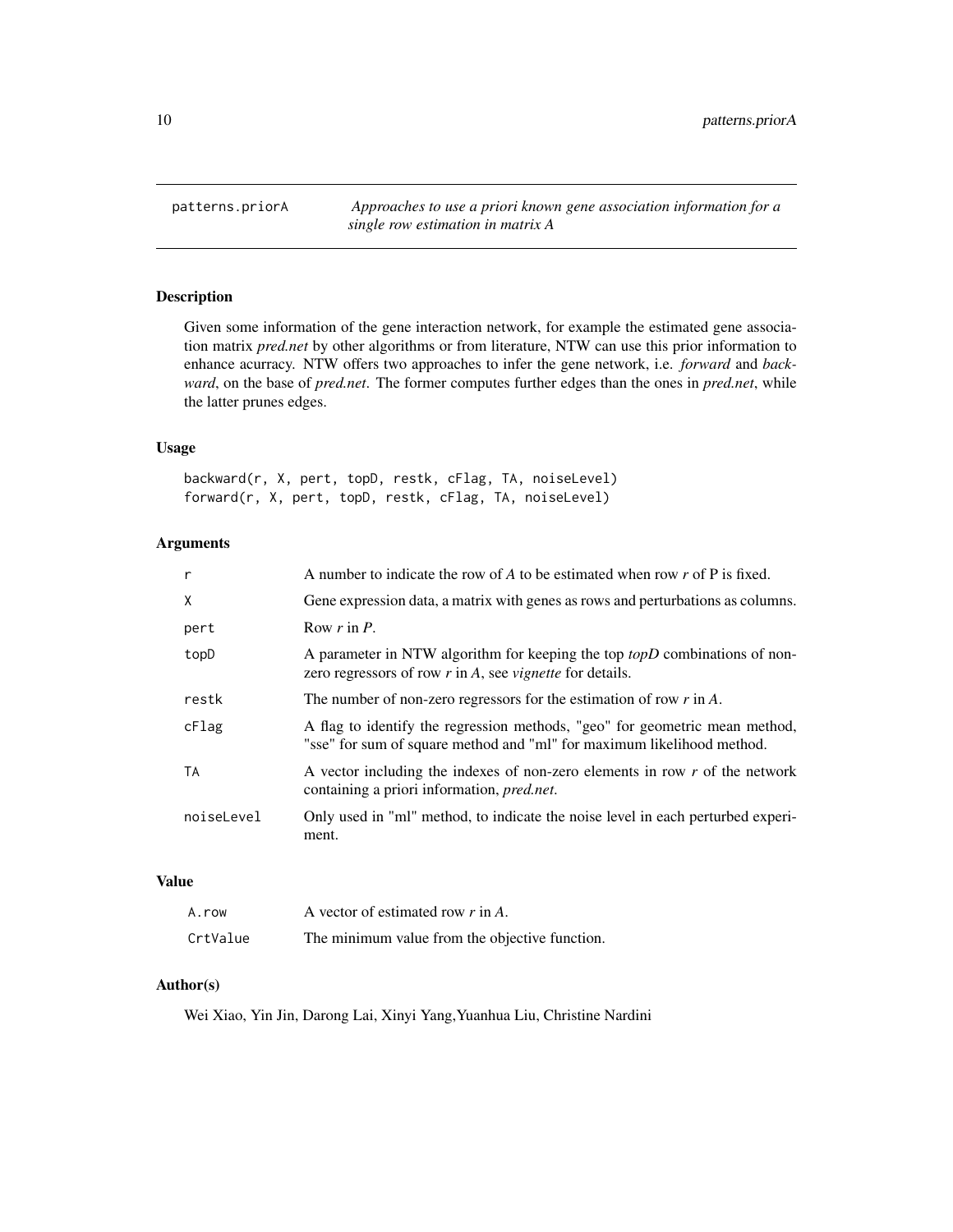# patterns.priorA — *Approaches to use a priori known gene association information for a single row estimation in matrix A*

## Description

Given some information of the gene interaction network, for example the estimated gene association matrix *pred.net* by other algorithms or from literature, NTW can use this prior information to enhance acurracy. NTW offers two approaches to infer the gene network, i.e. *forward* and *backward*, on the base of *pred.net*. The former computes further edges than the ones in *pred.net*, while the latter prunes edges.

## Usage

```
backward(r, X, pert, topD, restk, cFlag, TA, noiseLevel)
forward(r, X, pert, topD, restk, cFlag, TA, noiseLevel)
```

## Arguments

| | |
|---|---|
| `r` | A number to indicate the row of *A* to be estimated when row *r* of P is fixed. |
| `X` | Gene expression data, a matrix with genes as rows and perturbations as columns. |
| `pert` | Row *r* in *P*. |
| `topD` | A parameter in NTW algorithm for keeping the top *topD* combinations of non-zero regressors of row *r* in *A*, see *vignette* for details. |
| `restk` | The number of non-zero regressors for the estimation of row *r* in *A*. |
| `cFlag` | A flag to identify the regression methods, "geo" for geometric mean method, "sse" for sum of square method and "ml" for maximum likelihood method. |
| `TA` | A vector including the indexes of non-zero elements in row *r* of the network containing a priori information, *pred.net*. |
| `noiseLevel` | Only used in "ml" method, to indicate the noise level in each perturbed experiment. |

## Value

| | |
|---|---|
| `A.row` | A vector of estimated row *r* in *A*. |
| `CrtValue` | The minimum value from the objective function. |

## Author(s)

Wei Xiao, Yin Jin, Darong Lai, Xinyi Yang,Yuanhua Liu, Christine Nardini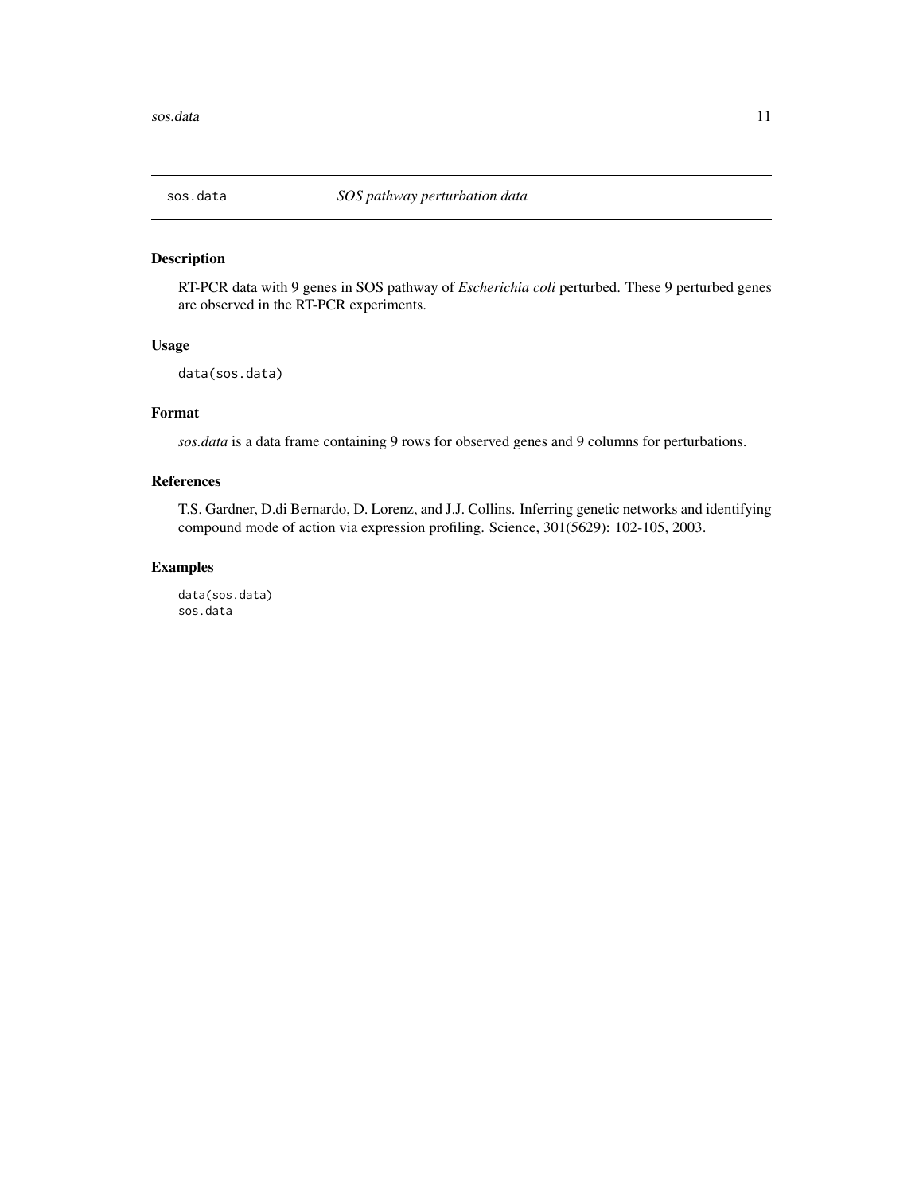# sos.data *SOS pathway perturbation data*

## Description

RT-PCR data with 9 genes in SOS pathway of *Escherichia coli* perturbed. These 9 perturbed genes are observed in the RT-PCR experiments.

## Usage

```
data(sos.data)
```

## Format

*sos.data* is a data frame containing 9 rows for observed genes and 9 columns for perturbations.

## References

T.S. Gardner, D.di Bernardo, D. Lorenz, and J.J. Collins. Inferring genetic networks and identifying compound mode of action via expression profiling. Science, 301(5629): 102-105, 2003.

## Examples

```
data(sos.data)
sos.data
```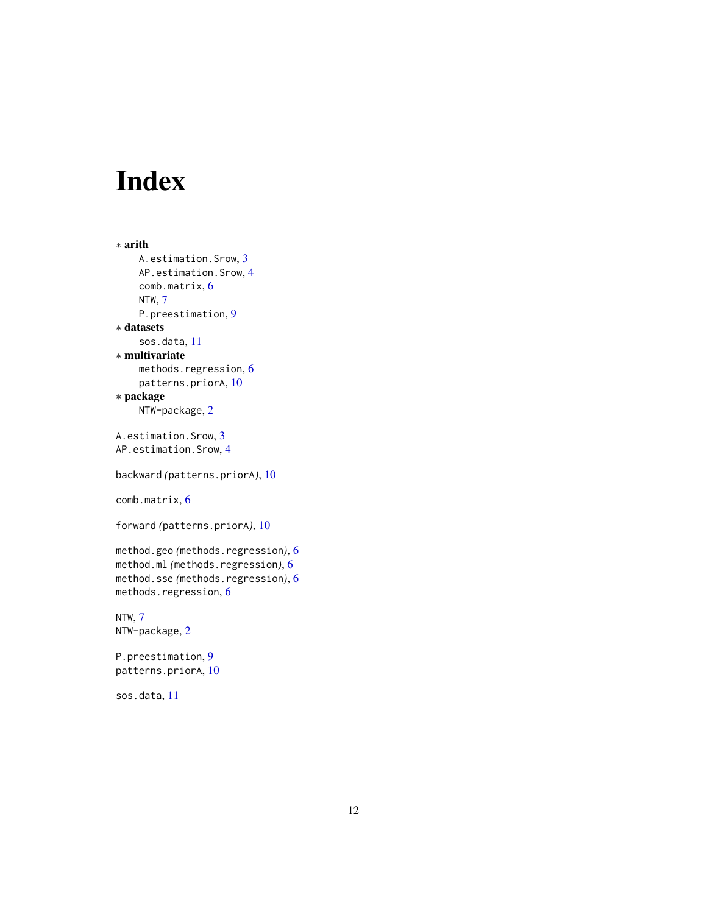# Index

∗ **arith**
  A.estimation.Srow, 3
  AP.estimation.Srow, 4
  comb.matrix, 6
  NTW, 7
  P.preestimation, 9
∗ **datasets**
  sos.data, 11
∗ **multivariate**
  methods.regression, 6
  patterns.priorA, 10
∗ **package**
  NTW-package, 2

A.estimation.Srow, 3
AP.estimation.Srow, 4

backward *(*patterns.priorA*)*, 10

comb.matrix, 6

forward *(*patterns.priorA*)*, 10

method.geo *(*methods.regression*)*, 6
method.ml *(*methods.regression*)*, 6
method.sse *(*methods.regression*)*, 6
methods.regression, 6

NTW, 7
NTW-package, 2

P.preestimation, 9
patterns.priorA, 10

sos.data, 11